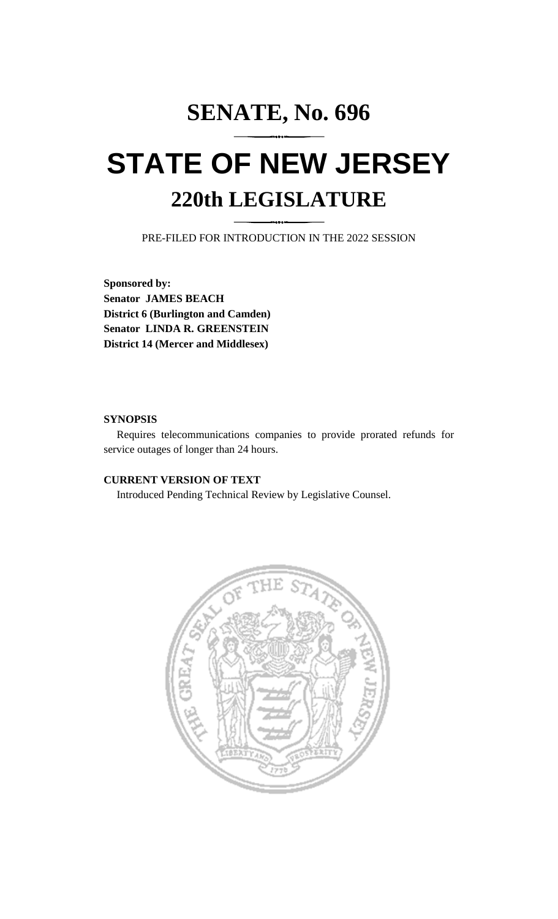# SENATE, No. 696

# STATE OF NEW JERSEY

## 220th LEGISLATURE

PRE-FILED FOR INTRODUCTION IN THE 2022 SESSION

**Sponsored by:**
**Senator JAMES BEACH**
**District 6 (Burlington and Camden)**
**Senator LINDA R. GREENSTEIN**
**District 14 (Mercer and Middlesex)**

**SYNOPSIS**

Requires telecommunications companies to provide prorated refunds for service outages of longer than 24 hours.

**CURRENT VERSION OF TEXT**

Introduced Pending Technical Review by Legislative Counsel.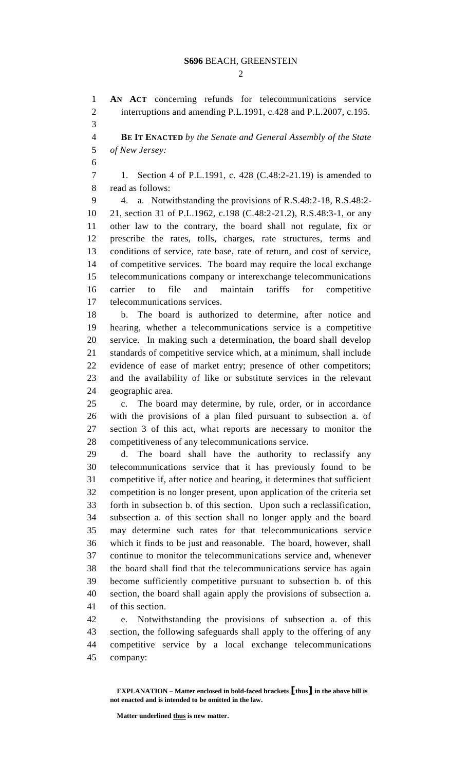**AN ACT** concerning refunds for telecommunications service interruptions and amending P.L.1991, c.428 and P.L.2007, c.195.

**BE IT ENACTED** *by the Senate and General Assembly of the State of New Jersey:*

1. Section 4 of P.L.1991, c. 428 (C.48:2-21.19) is amended to read as follows:

4. a. Notwithstanding the provisions of R.S.48:2-18, R.S.48:2-21, section 31 of P.L.1962, c.198 (C.48:2-21.2), R.S.48:3-1, or any other law to the contrary, the board shall not regulate, fix or prescribe the rates, tolls, charges, rate structures, terms and conditions of service, rate base, rate of return, and cost of service, of competitive services. The board may require the local exchange telecommunications company or interexchange telecommunications carrier to file and maintain tariffs for competitive telecommunications services.

b. The board is authorized to determine, after notice and hearing, whether a telecommunications service is a competitive service. In making such a determination, the board shall develop standards of competitive service which, at a minimum, shall include evidence of ease of market entry; presence of other competitors; and the availability of like or substitute services in the relevant geographic area.

c. The board may determine, by rule, order, or in accordance with the provisions of a plan filed pursuant to subsection a. of section 3 of this act, what reports are necessary to monitor the competitiveness of any telecommunications service.

d. The board shall have the authority to reclassify any telecommunications service that it has previously found to be competitive if, after notice and hearing, it determines that sufficient competition is no longer present, upon application of the criteria set forth in subsection b. of this section. Upon such a reclassification, subsection a. of this section shall no longer apply and the board may determine such rates for that telecommunications service which it finds to be just and reasonable. The board, however, shall continue to monitor the telecommunications service and, whenever the board shall find that the telecommunications service has again become sufficiently competitive pursuant to subsection b. of this section, the board shall again apply the provisions of subsection a. of this section.

e. Notwithstanding the provisions of subsection a. of this section, the following safeguards shall apply to the offering of any competitive service by a local exchange telecommunications company:

**EXPLANATION – Matter enclosed in bold-faced brackets [thus] in the above bill is not enacted and is intended to be omitted in the law.**

**Matter underlined thus is new matter.**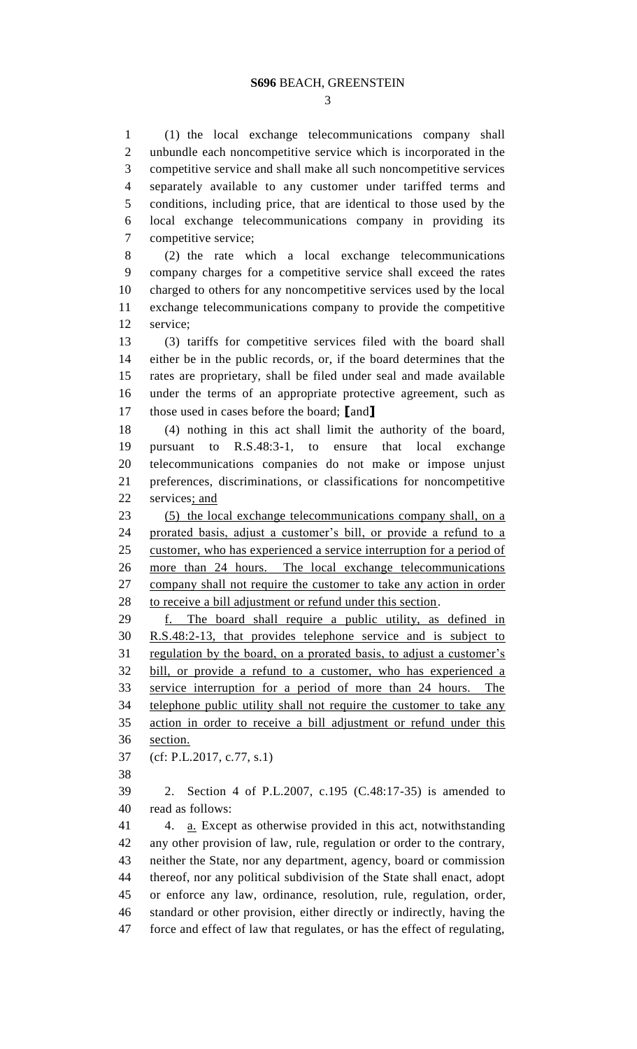(1) the local exchange telecommunications company shall unbundle each noncompetitive service which is incorporated in the competitive service and shall make all such noncompetitive services separately available to any customer under tariffed terms and conditions, including price, that are identical to those used by the local exchange telecommunications company in providing its competitive service;

(2) the rate which a local exchange telecommunications company charges for a competitive service shall exceed the rates charged to others for any noncompetitive services used by the local exchange telecommunications company to provide the competitive service;

(3) tariffs for competitive services filed with the board shall either be in the public records, or, if the board determines that the rates are proprietary, shall be filed under seal and made available under the terms of an appropriate protective agreement, such as those used in cases before the board; **[**and**]**

(4) nothing in this act shall limit the authority of the board, pursuant to R.S.48:3-1, to ensure that local exchange telecommunications companies do not make or impose unjust preferences, discriminations, or classifications for noncompetitive services<u>; and</u>

<u>(5) the local exchange telecommunications company shall, on a prorated basis, adjust a customer's bill, or provide a refund to a customer, who has experienced a service interruption for a period of more than 24 hours. The local exchange telecommunications company shall not require the customer to take any action in order to receive a bill adjustment or refund under this section</u>.

<u>f. The board shall require a public utility, as defined in R.S.48:2-13, that provides telephone service and is subject to regulation by the board, on a prorated basis, to adjust a customer's bill, or provide a refund to a customer, who has experienced a service interruption for a period of more than 24 hours. The telephone public utility shall not require the customer to take any action in order to receive a bill adjustment or refund under this section.</u>

(cf: P.L.2017, c.77, s.1)

2. Section 4 of P.L.2007, c.195 (C.48:17-35) is amended to read as follows:

4. <u>a.</u> Except as otherwise provided in this act, notwithstanding any other provision of law, rule, regulation or order to the contrary, neither the State, nor any department, agency, board or commission thereof, nor any political subdivision of the State shall enact, adopt or enforce any law, ordinance, resolution, rule, regulation, order, standard or other provision, either directly or indirectly, having the force and effect of law that regulates, or has the effect of regulating,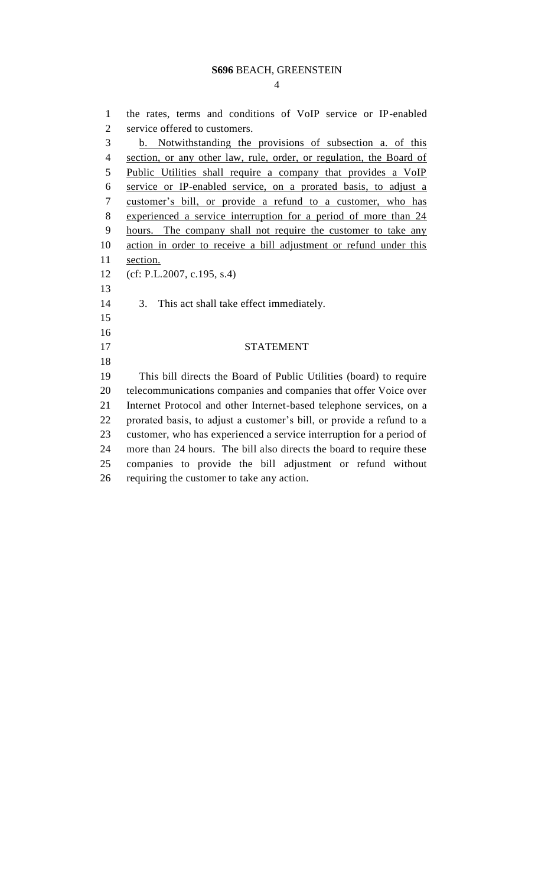the rates, terms and conditions of VoIP service or IP-enabled service offered to customers.

<u>b. Notwithstanding the provisions of subsection a. of this section, or any other law, rule, order, or regulation, the Board of Public Utilities shall require a company that provides a VoIP service or IP-enabled service, on a prorated basis, to adjust a customer's bill, or provide a refund to a customer, who has experienced a service interruption for a period of more than 24 hours. The company shall not require the customer to take any action in order to receive a bill adjustment or refund under this section.</u>

(cf: P.L.2007, c.195, s.4)

3. This act shall take effect immediately.

## STATEMENT

This bill directs the Board of Public Utilities (board) to require telecommunications companies and companies that offer Voice over Internet Protocol and other Internet-based telephone services, on a prorated basis, to adjust a customer's bill, or provide a refund to a customer, who has experienced a service interruption for a period of more than 24 hours. The bill also directs the board to require these companies to provide the bill adjustment or refund without requiring the customer to take any action.